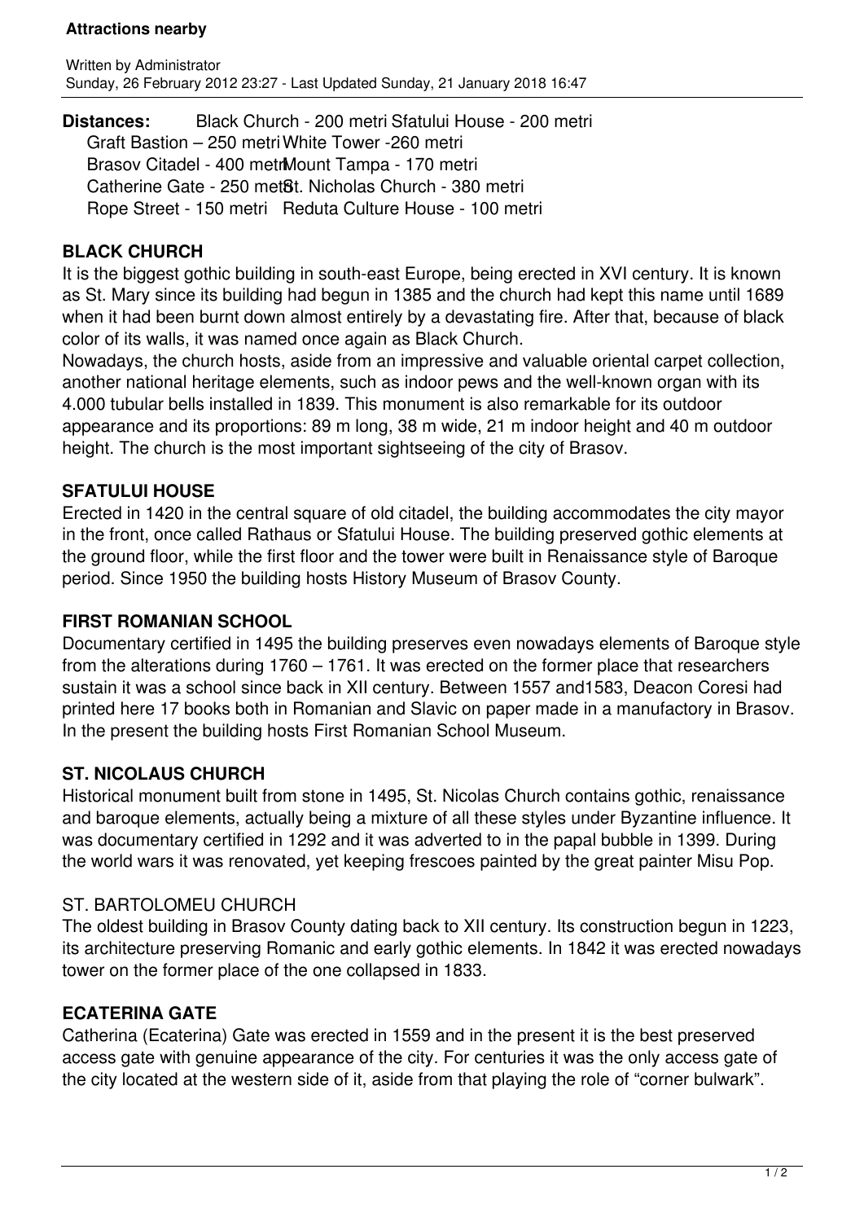# Attractions nearby

Written by Administrator
Sunday, 26 February 2012 23:27 - Last Updated Sunday, 21 January 2018 16:47

**Distances:** Black Church - 200 metri Sfatului House - 200 metri
Graft Bastion – 250 metri White Tower -260 metri
Brasov Citadel - 400 metri Mount Tampa - 170 metri
Catherine Gate - 250 metri St. Nicholas Church - 380 metri
Rope Street - 150 metri Reduta Culture House - 100 metri

## BLACK CHURCH

It is the biggest gothic building in south-east Europe, being erected in XVI century. It is known as St. Mary since its building had begun in 1385 and the church had kept this name until 1689 when it had been burnt down almost entirely by a devastating fire. After that, because of black color of its walls, it was named once again as Black Church.

Nowadays, the church hosts, aside from an impressive and valuable oriental carpet collection, another national heritage elements, such as indoor pews and the well-known organ with its 4.000 tubular bells installed in 1839. This monument is also remarkable for its outdoor appearance and its proportions: 89 m long, 38 m wide, 21 m indoor height and 40 m outdoor height. The church is the most important sightseeing of the city of Brasov.

## SFATULUI HOUSE

Erected in 1420 in the central square of old citadel, the building accommodates the city mayor in the front, once called Rathaus or Sfatului House. The building preserved gothic elements at the ground floor, while the first floor and the tower were built in Renaissance style of Baroque period. Since 1950 the building hosts History Museum of Brasov County.

## FIRST ROMANIAN SCHOOL

Documentary certified in 1495 the building preserves even nowadays elements of Baroque style from the alterations during 1760 – 1761. It was erected on the former place that researchers sustain it was a school since back in XII century. Between 1557 and1583, Deacon Coresi had printed here 17 books both in Romanian and Slavic on paper made in a manufactory in Brasov. In the present the building hosts First Romanian School Museum.

## ST. NICOLAUS CHURCH

Historical monument built from stone in 1495, St. Nicolas Church contains gothic, renaissance and baroque elements, actually being a mixture of all these styles under Byzantine influence. It was documentary certified in 1292 and it was adverted to in the papal bubble in 1399. During the world wars it was renovated, yet keeping frescoes painted by the great painter Misu Pop.

## ST. BARTOLOMEU CHURCH

The oldest building in Brasov County dating back to XII century. Its construction begun in 1223, its architecture preserving Romanic and early gothic elements. In 1842 it was erected nowadays tower on the former place of the one collapsed in 1833.

## ECATERINA GATE

Catherina (Ecaterina) Gate was erected in 1559 and in the present it is the best preserved access gate with genuine appearance of the city. For centuries it was the only access gate of the city located at the western side of it, aside from that playing the role of “corner bulwark”.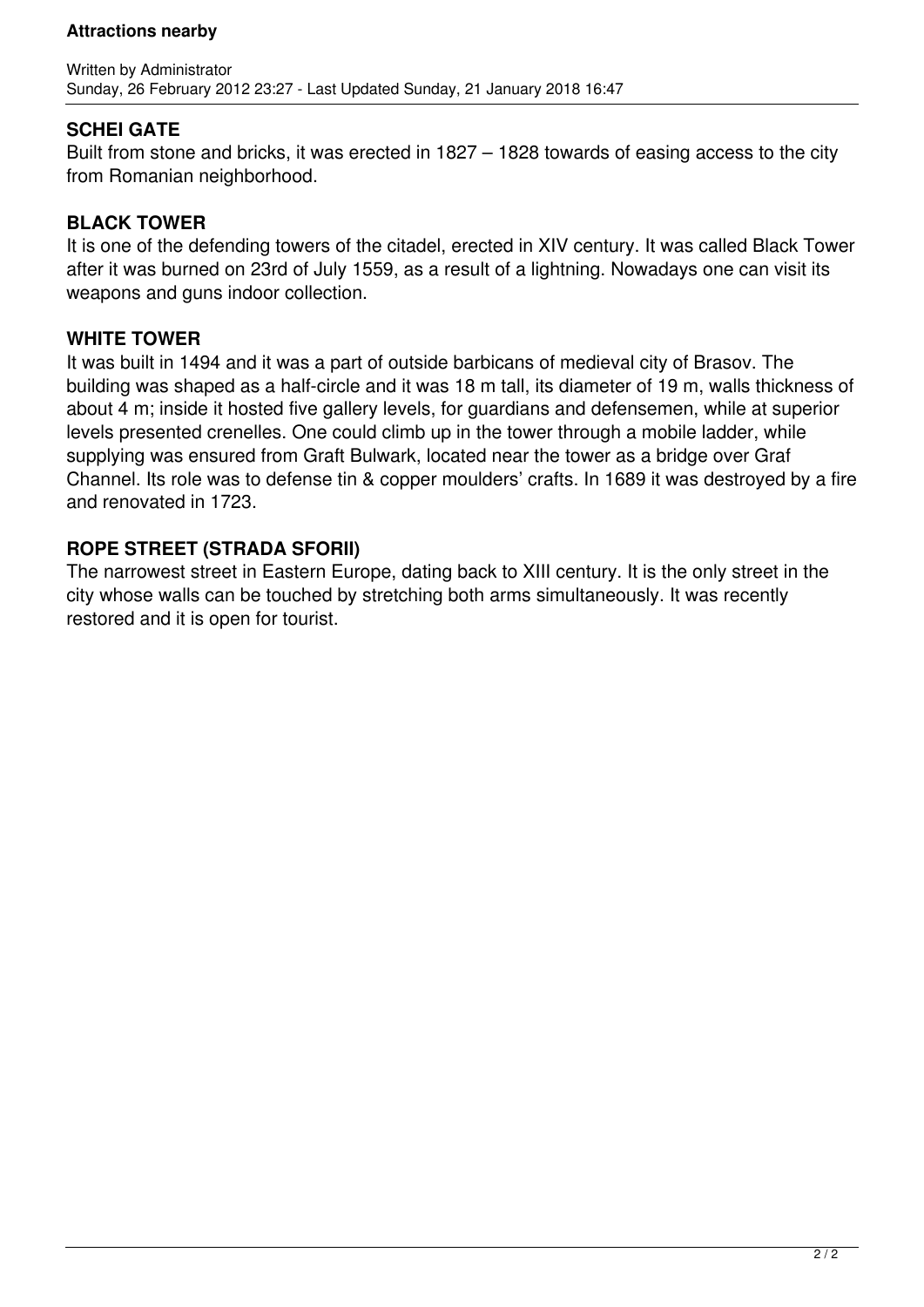## SCHEI GATE

Built from stone and bricks, it was erected in 1827 – 1828 towards of easing access to the city from Romanian neighborhood.

## BLACK TOWER

It is one of the defending towers of the citadel, erected in XIV century. It was called Black Tower after it was burned on 23rd of July 1559, as a result of a lightning. Nowadays one can visit its weapons and guns indoor collection.

## WHITE TOWER

It was built in 1494 and it was a part of outside barbicans of medieval city of Brasov. The building was shaped as a half-circle and it was 18 m tall, its diameter of 19 m, walls thickness of about 4 m; inside it hosted five gallery levels, for guardians and defensemen, while at superior levels presented crenelles. One could climb up in the tower through a mobile ladder, while supplying was ensured from Graft Bulwark, located near the tower as a bridge over Graf Channel. Its role was to defense tin & copper moulders' crafts. In 1689 it was destroyed by a fire and renovated in 1723.

## ROPE STREET (STRADA SFORII)

The narrowest street in Eastern Europe, dating back to XIII century. It is the only street in the city whose walls can be touched by stretching both arms simultaneously. It was recently restored and it is open for tourist.